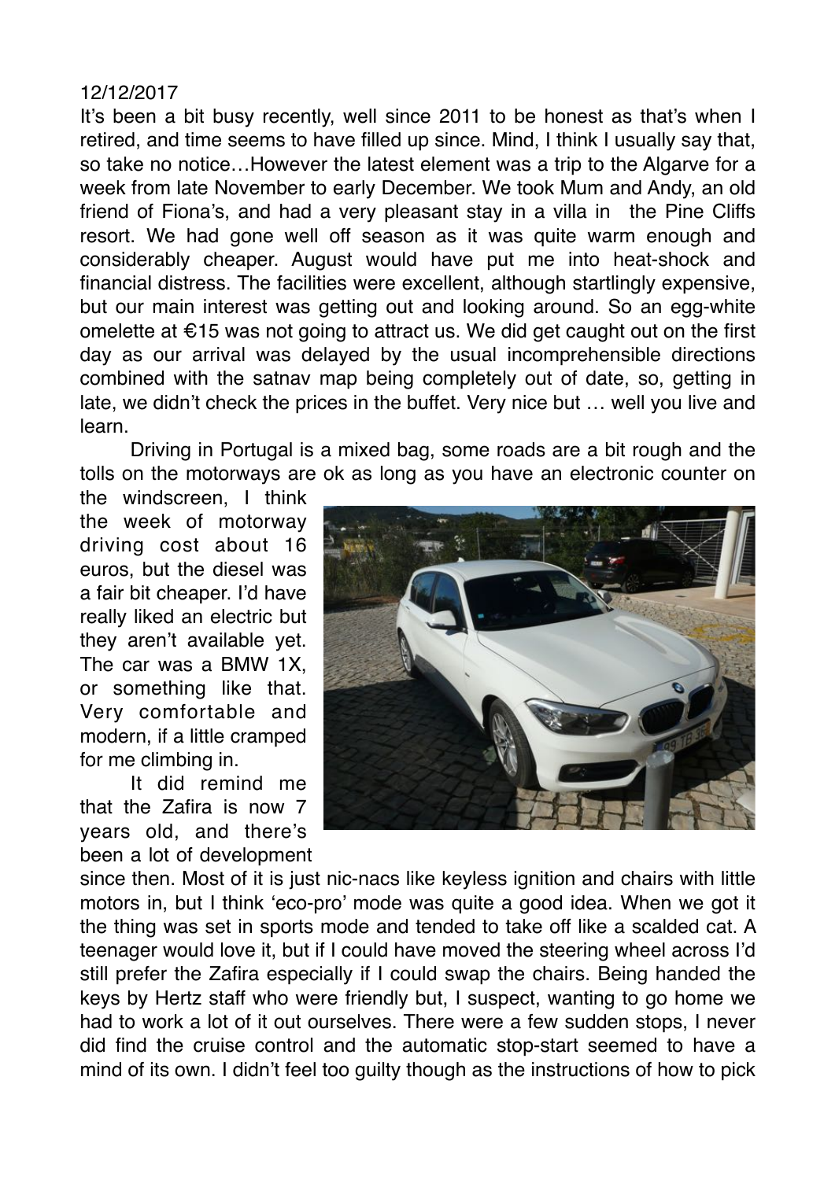12/12/2017

It's been a bit busy recently, well since 2011 to be honest as that's when I retired, and time seems to have filled up since. Mind, I think I usually say that, so take no notice…However the latest element was a trip to the Algarve for a week from late November to early December. We took Mum and Andy, an old friend of Fiona's, and had a very pleasant stay in a villa in the Pine Cliffs resort. We had gone well off season as it was quite warm enough and considerably cheaper. August would have put me into heat-shock and financial distress. The facilities were excellent, although startlingly expensive, but our main interest was getting out and looking around. So an egg-white omelette at €15 was not going to attract us. We did get caught out on the first day as our arrival was delayed by the usual incomprehensible directions combined with the satnav map being completely out of date, so, getting in late, we didn't check the prices in the buffet. Very nice but … well you live and learn.

Driving in Portugal is a mixed bag, some roads are a bit rough and the tolls on the motorways are ok as long as you have an electronic counter on the windscreen, I think the week of motorway driving cost about 16 euros, but the diesel was a fair bit cheaper. I'd have really liked an electric but they aren't available yet. The car was a BMW 1X, or something like that. Very comfortable and modern, if a little cramped for me climbing in.

It did remind me that the Zafira is now 7 years old, and there's been a lot of development since then. Most of it is just nic-nacs like keyless ignition and chairs with little motors in, but I think 'eco-pro' mode was quite a good idea. When we got it the thing was set in sports mode and tended to take off like a scalded cat. A teenager would love it, but if I could have moved the steering wheel across I'd still prefer the Zafira especially if I could swap the chairs. Being handed the keys by Hertz staff who were friendly but, I suspect, wanting to go home we had to work a lot of it out ourselves. There were a few sudden stops, I never did find the cruise control and the automatic stop-start seemed to have a mind of its own. I didn't feel too guilty though as the instructions of how to pick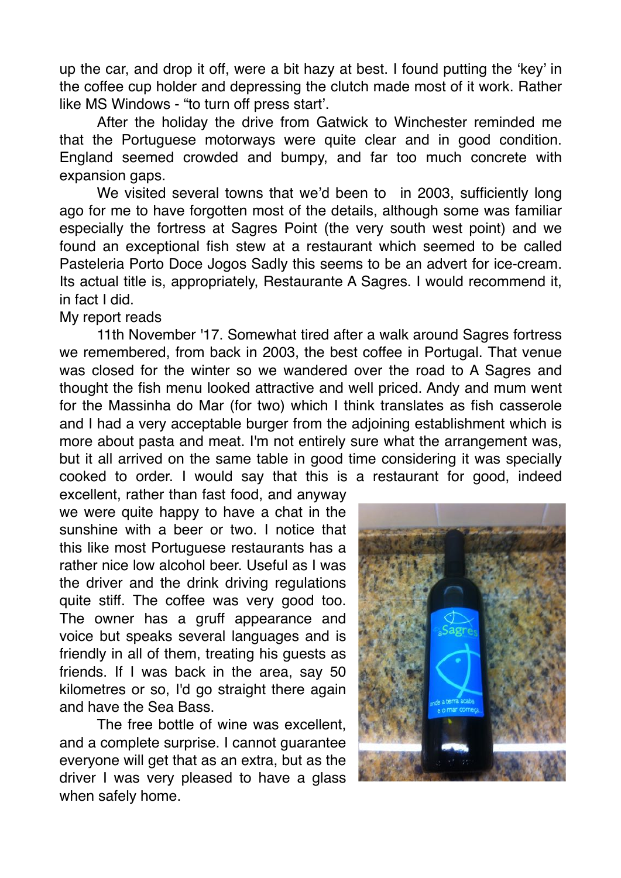up the car, and drop it off, were a bit hazy at best. I found putting the 'key' in the coffee cup holder and depressing the clutch made most of it work. Rather like MS Windows - "to turn off press start'.

After the holiday the drive from Gatwick to Winchester reminded me that the Portuguese motorways were quite clear and in good condition. England seemed crowded and bumpy, and far too much concrete with expansion gaps.

We visited several towns that we'd been to  in 2003, sufficiently long ago for me to have forgotten most of the details, although some was familiar especially the fortress at Sagres Point (the very south west point) and we found an exceptional fish stew at a restaurant which seemed to be called Pasteleria Porto Doce Jogos Sadly this seems to be an advert for ice-cream. Its actual title is, appropriately, Restaurante A Sagres. I would recommend it, in fact I did.

My report reads

11th November '17. Somewhat tired after a walk around Sagres fortress we remembered, from back in 2003, the best coffee in Portugal. That venue was closed for the winter so we wandered over the road to A Sagres and thought the fish menu looked attractive and well priced. Andy and mum went for the Massinha do Mar (for two) which I think translates as fish casserole and I had a very acceptable burger from the adjoining establishment which is more about pasta and meat. I'm not entirely sure what the arrangement was, but it all arrived on the same table in good time considering it was specially cooked to order. I would say that this is a restaurant for good, indeed excellent, rather than fast food, and anyway we were quite happy to have a chat in the sunshine with a beer or two. I notice that this like most Portuguese restaurants has a rather nice low alcohol beer. Useful as I was the driver and the drink driving regulations quite stiff. The coffee was very good too. The owner has a gruff appearance and voice but speaks several languages and is friendly in all of them, treating his guests as friends. If I was back in the area, say 50 kilometres or so, I'd go straight there again and have the Sea Bass.

The free bottle of wine was excellent, and a complete surprise. I cannot guarantee everyone will get that as an extra, but as the driver I was very pleased to have a glass when safely home.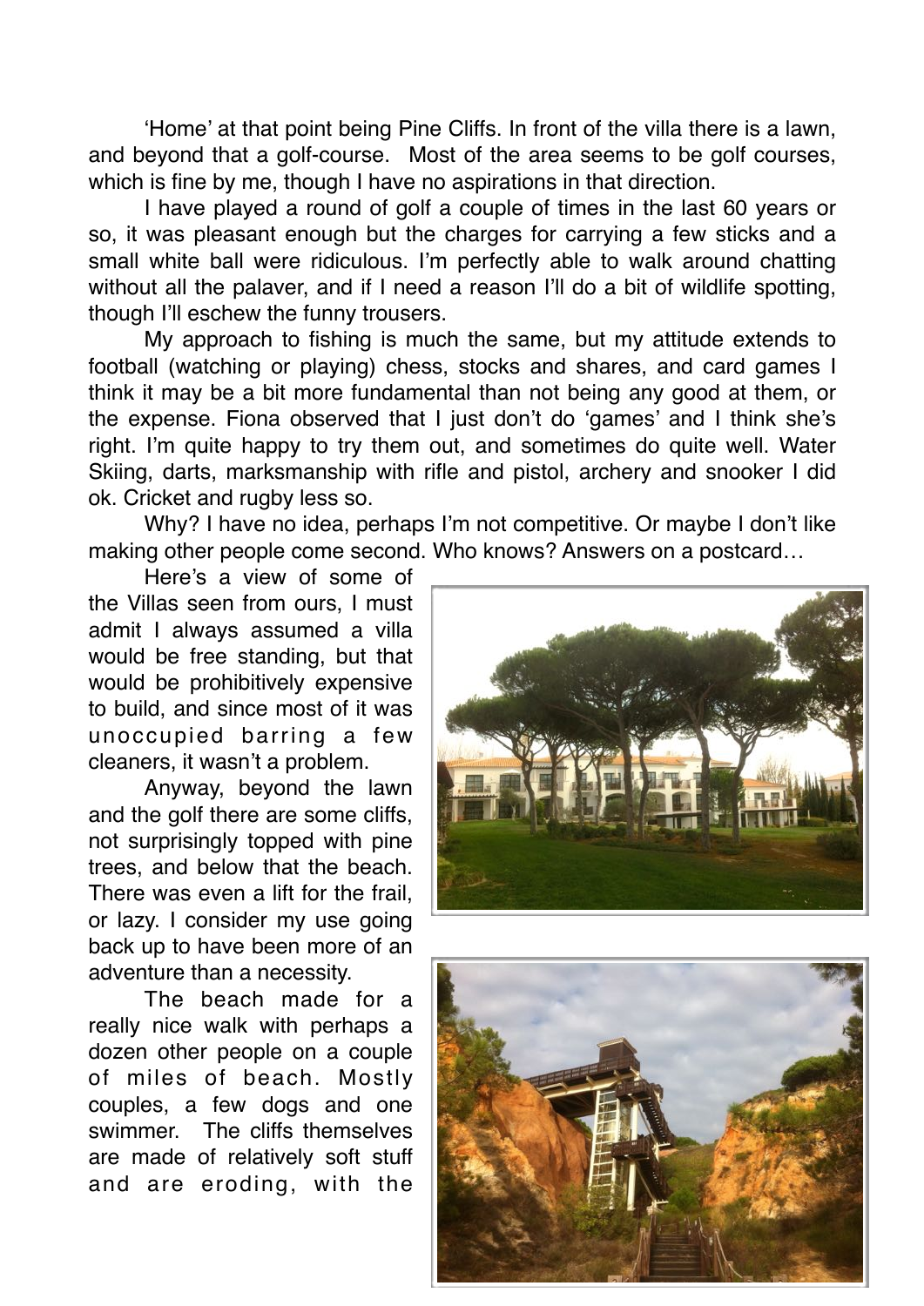‘Home’ at that point being Pine Cliffs. In front of the villa there is a lawn, and beyond that a golf-course. Most of the area seems to be golf courses, which is fine by me, though I have no aspirations in that direction.

I have played a round of golf a couple of times in the last 60 years or so, it was pleasant enough but the charges for carrying a few sticks and a small white ball were ridiculous. I’m perfectly able to walk around chatting without all the palaver, and if I need a reason I’ll do a bit of wildlife spotting, though I’ll eschew the funny trousers.

My approach to fishing is much the same, but my attitude extends to football (watching or playing) chess, stocks and shares, and card games I think it may be a bit more fundamental than not being any good at them, or the expense. Fiona observed that I just don’t do ‘games’ and I think she’s right. I’m quite happy to try them out, and sometimes do quite well. Water Skiing, darts, marksmanship with rifle and pistol, archery and snooker I did ok. Cricket and rugby less so.

Why? I have no idea, perhaps I’m not competitive. Or maybe I don’t like making other people come second. Who knows? Answers on a postcard…

Here’s a view of some of the Villas seen from ours, I must admit I always assumed a villa would be free standing, but that would be prohibitively expensive to build, and since most of it was unoccupied barring a few cleaners, it wasn’t a problem.

Anyway, beyond the lawn and the golf there are some cliffs, not surprisingly topped with pine trees, and below that the beach. There was even a lift for the frail, or lazy. I consider my use going back up to have been more of an adventure than a necessity.

The beach made for a really nice walk with perhaps a dozen other people on a couple of miles of beach. Mostly couples, a few dogs and one swimmer. The cliffs themselves are made of relatively soft stuff and are eroding, with the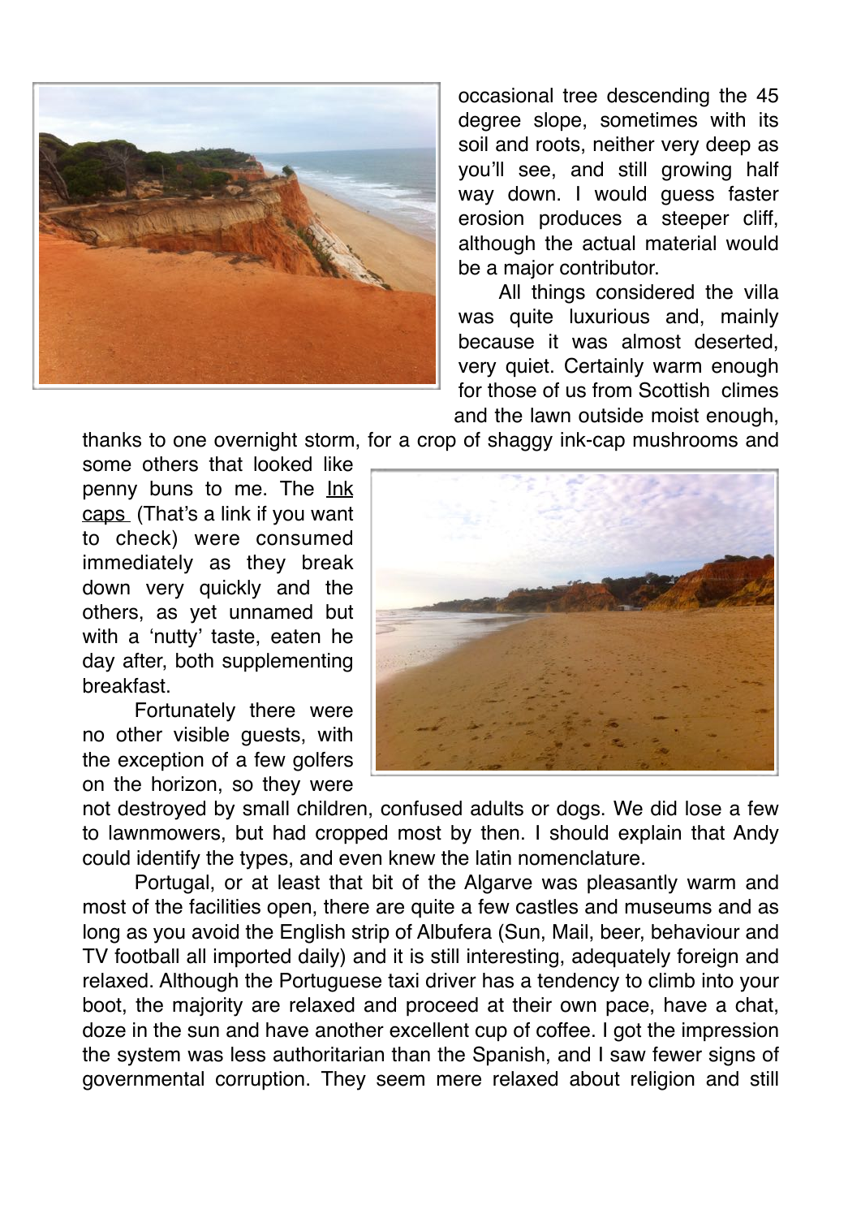occasional tree descending the 45 degree slope, sometimes with its soil and roots, neither very deep as you'll see, and still growing half way down. I would guess faster erosion produces a steeper cliff, although the actual material would be a major contributor.

All things considered the villa was quite luxurious and, mainly because it was almost deserted, very quiet. Certainly warm enough for those of us from Scottish climes and the lawn outside moist enough, thanks to one overnight storm, for a crop of shaggy ink-cap mushrooms and some others that looked like penny buns to me. The Ink caps (That's a link if you want to check) were consumed immediately as they break down very quickly and the others, as yet unnamed but with a 'nutty' taste, eaten he day after, both supplementing breakfast.

Fortunately there were no other visible guests, with the exception of a few golfers on the horizon, so they were not destroyed by small children, confused adults or dogs. We did lose a few to lawnmowers, but had cropped most by then. I should explain that Andy could identify the types, and even knew the latin nomenclature.

Portugal, or at least that bit of the Algarve was pleasantly warm and most of the facilities open, there are quite a few castles and museums and as long as you avoid the English strip of Albufera (Sun, Mail, beer, behaviour and TV football all imported daily) and it is still interesting, adequately foreign and relaxed. Although the Portuguese taxi driver has a tendency to climb into your boot, the majority are relaxed and proceed at their own pace, have a chat, doze in the sun and have another excellent cup of coffee. I got the impression the system was less authoritarian than the Spanish, and I saw fewer signs of governmental corruption. They seem mere relaxed about religion and still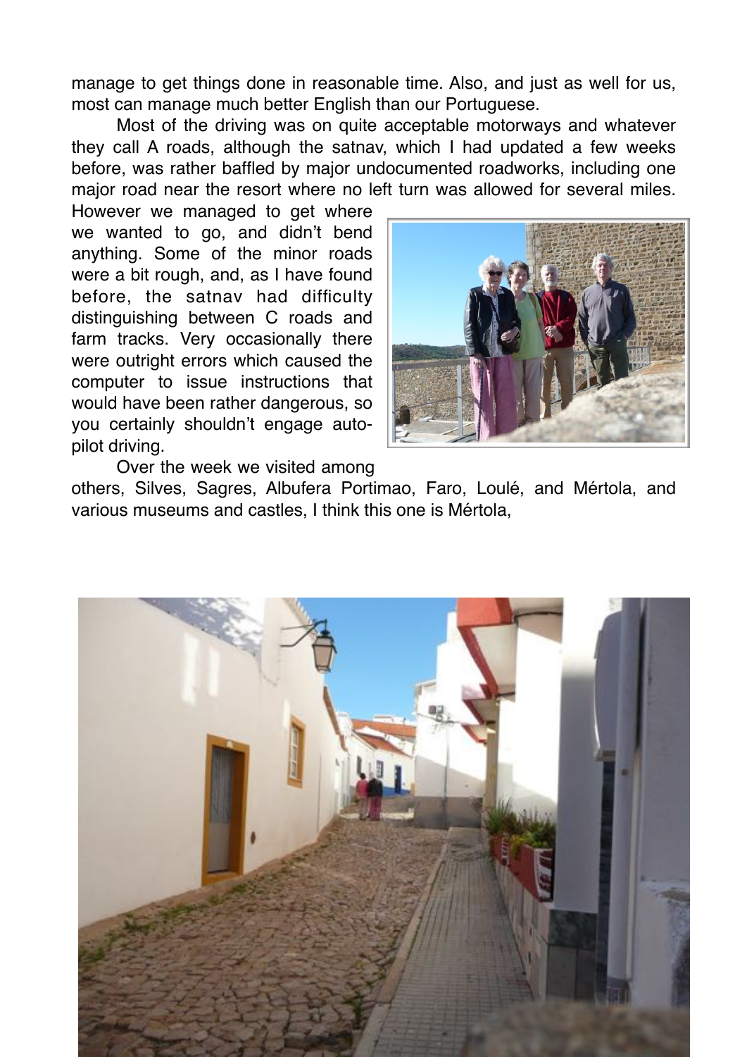manage to get things done in reasonable time. Also, and just as well for us, most can manage much better English than our Portuguese.

Most of the driving was on quite acceptable motorways and whatever they call A roads, although the satnav, which I had updated a few weeks before, was rather baffled by major undocumented roadworks, including one major road near the resort where no left turn was allowed for several miles. However we managed to get where we wanted to go, and didn't bend anything. Some of the minor roads were a bit rough, and, as I have found before, the satnav had difficulty distinguishing between C roads and farm tracks. Very occasionally there were outright errors which caused the computer to issue instructions that would have been rather dangerous, so you certainly shouldn't engage auto-pilot driving.

Over the week we visited among others, Silves, Sagres, Albufera Portimao, Faro, Loulé, and Mértola, and various museums and castles, I think this one is Mértola,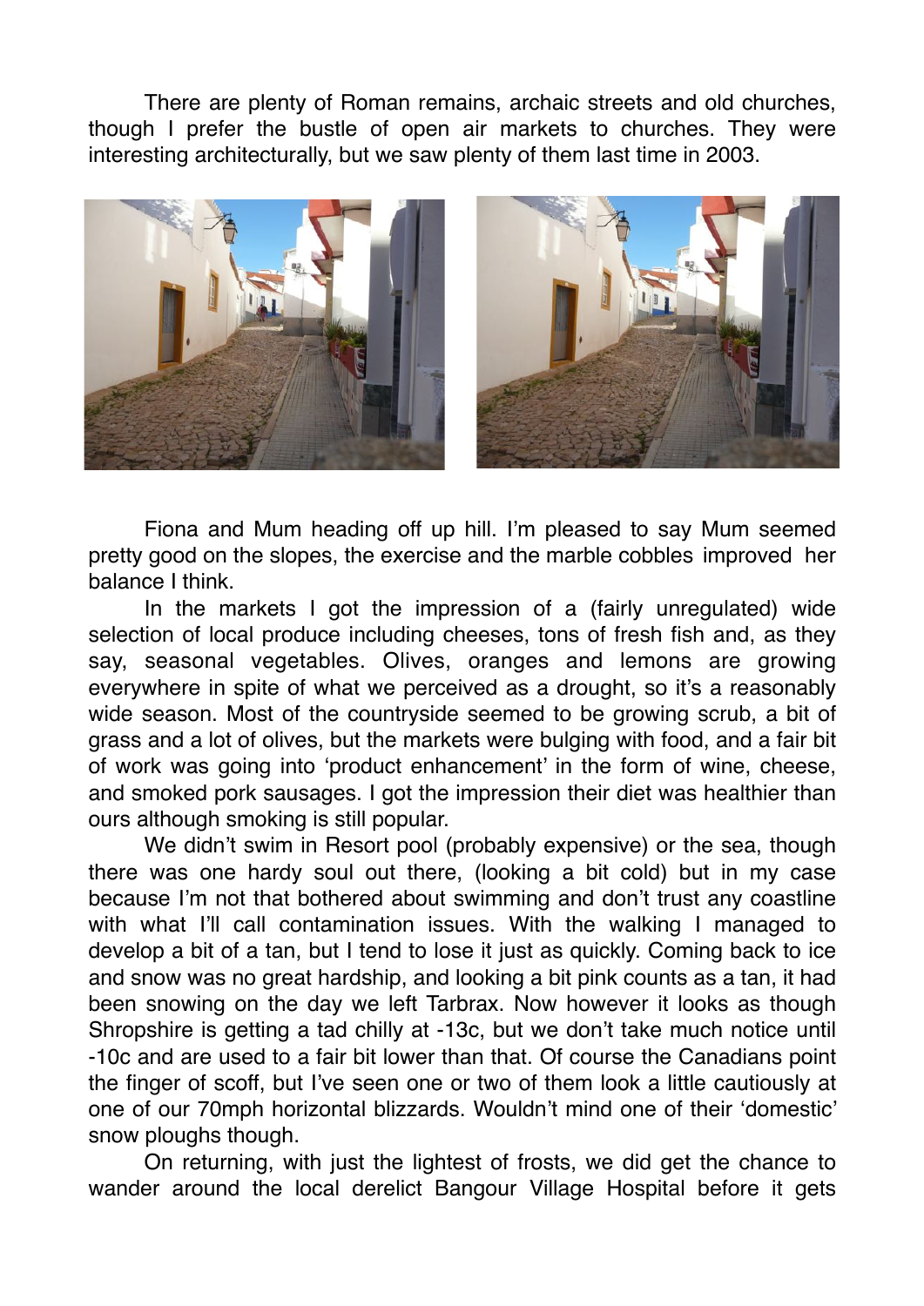There are plenty of Roman remains, archaic streets and old churches, though I prefer the bustle of open air markets to churches. They were interesting architecturally, but we saw plenty of them last time in 2003.

Fiona and Mum heading off up hill. I'm pleased to say Mum seemed pretty good on the slopes, the exercise and the marble cobbles improved her balance I think.

In the markets I got the impression of a (fairly unregulated) wide selection of local produce including cheeses, tons of fresh fish and, as they say, seasonal vegetables. Olives, oranges and lemons are growing everywhere in spite of what we perceived as a drought, so it's a reasonably wide season. Most of the countryside seemed to be growing scrub, a bit of grass and a lot of olives, but the markets were bulging with food, and a fair bit of work was going into 'product enhancement' in the form of wine, cheese, and smoked pork sausages. I got the impression their diet was healthier than ours although smoking is still popular.

We didn't swim in Resort pool (probably expensive) or the sea, though there was one hardy soul out there, (looking a bit cold) but in my case because I'm not that bothered about swimming and don't trust any coastline with what I'll call contamination issues. With the walking I managed to develop a bit of a tan, but I tend to lose it just as quickly. Coming back to ice and snow was no great hardship, and looking a bit pink counts as a tan, it had been snowing on the day we left Tarbrax. Now however it looks as though Shropshire is getting a tad chilly at -13c, but we don't take much notice until -10c and are used to a fair bit lower than that. Of course the Canadians point the finger of scoff, but I've seen one or two of them look a little cautiously at one of our 70mph horizontal blizzards. Wouldn't mind one of their 'domestic' snow ploughs though.

On returning, with just the lightest of frosts, we did get the chance to wander around the local derelict Bangour Village Hospital before it gets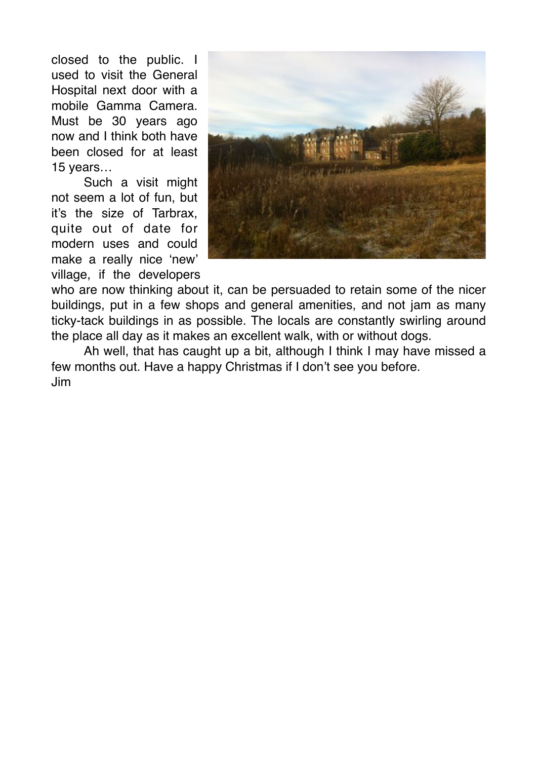closed to the public. I used to visit the General Hospital next door with a mobile Gamma Camera. Must be 30 years ago now and I think both have been closed for at least 15 years…

Such a visit might not seem a lot of fun, but it's the size of Tarbrax, quite out of date for modern uses and could make a really nice 'new' village, if the developers who are now thinking about it, can be persuaded to retain some of the nicer buildings, put in a few shops and general amenities, and not jam as many ticky-tack buildings in as possible. The locals are constantly swirling around the place all day as it makes an excellent walk, with or without dogs.

Ah well, that has caught up a bit, although I think I may have missed a few months out. Have a happy Christmas if I don't see you before.

Jim